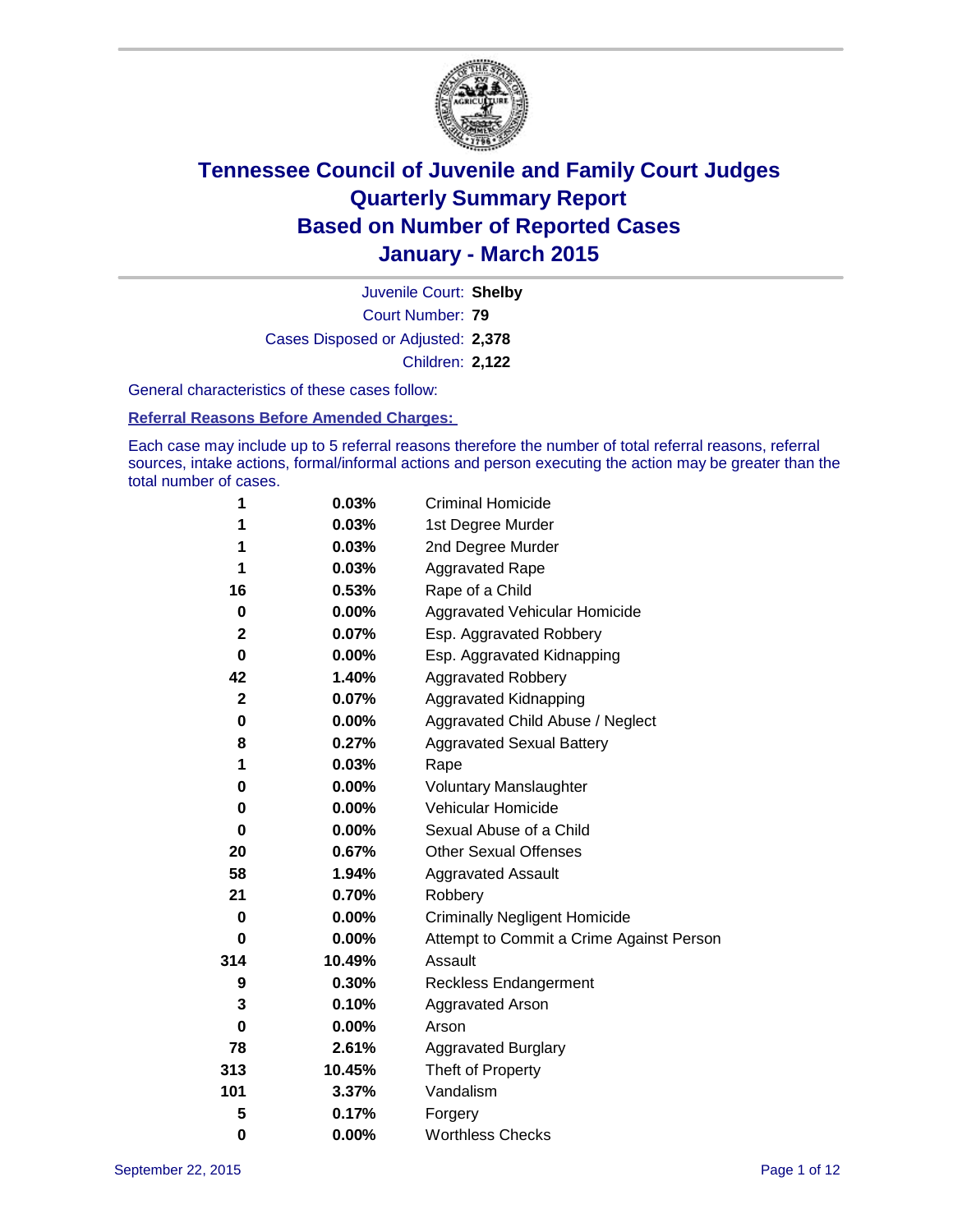# Tennessee Council of Juvenile and Family Court Judges
# Quarterly Summary Report
# Based on Number of Reported Cases
# January - March 2015

Juvenile Court: **Shelby**
Court Number: **79**
Cases Disposed or Adjusted: **2,378**
Children: **2,122**

General characteristics of these cases follow:

**Referral Reasons Before Amended Charges:**

Each case may include up to 5 referral reasons therefore the number of total referral reasons, referral sources, intake actions, formal/informal actions and person executing the action may be greater than the total number of cases.

| | | |
|---|---|---|
| 1 | 0.03% | Criminal Homicide |
| 1 | 0.03% | 1st Degree Murder |
| 1 | 0.03% | 2nd Degree Murder |
| 1 | 0.03% | Aggravated Rape |
| 16 | 0.53% | Rape of a Child |
| 0 | 0.00% | Aggravated Vehicular Homicide |
| 2 | 0.07% | Esp. Aggravated Robbery |
| 0 | 0.00% | Esp. Aggravated Kidnapping |
| 42 | 1.40% | Aggravated Robbery |
| 2 | 0.07% | Aggravated Kidnapping |
| 0 | 0.00% | Aggravated Child Abuse / Neglect |
| 8 | 0.27% | Aggravated Sexual Battery |
| 1 | 0.03% | Rape |
| 0 | 0.00% | Voluntary Manslaughter |
| 0 | 0.00% | Vehicular Homicide |
| 0 | 0.00% | Sexual Abuse of a Child |
| 20 | 0.67% | Other Sexual Offenses |
| 58 | 1.94% | Aggravated Assault |
| 21 | 0.70% | Robbery |
| 0 | 0.00% | Criminally Negligent Homicide |
| 0 | 0.00% | Attempt to Commit a Crime Against Person |
| 314 | 10.49% | Assault |
| 9 | 0.30% | Reckless Endangerment |
| 3 | 0.10% | Aggravated Arson |
| 0 | 0.00% | Arson |
| 78 | 2.61% | Aggravated Burglary |
| 313 | 10.45% | Theft of Property |
| 101 | 3.37% | Vandalism |
| 5 | 0.17% | Forgery |
| 0 | 0.00% | Worthless Checks |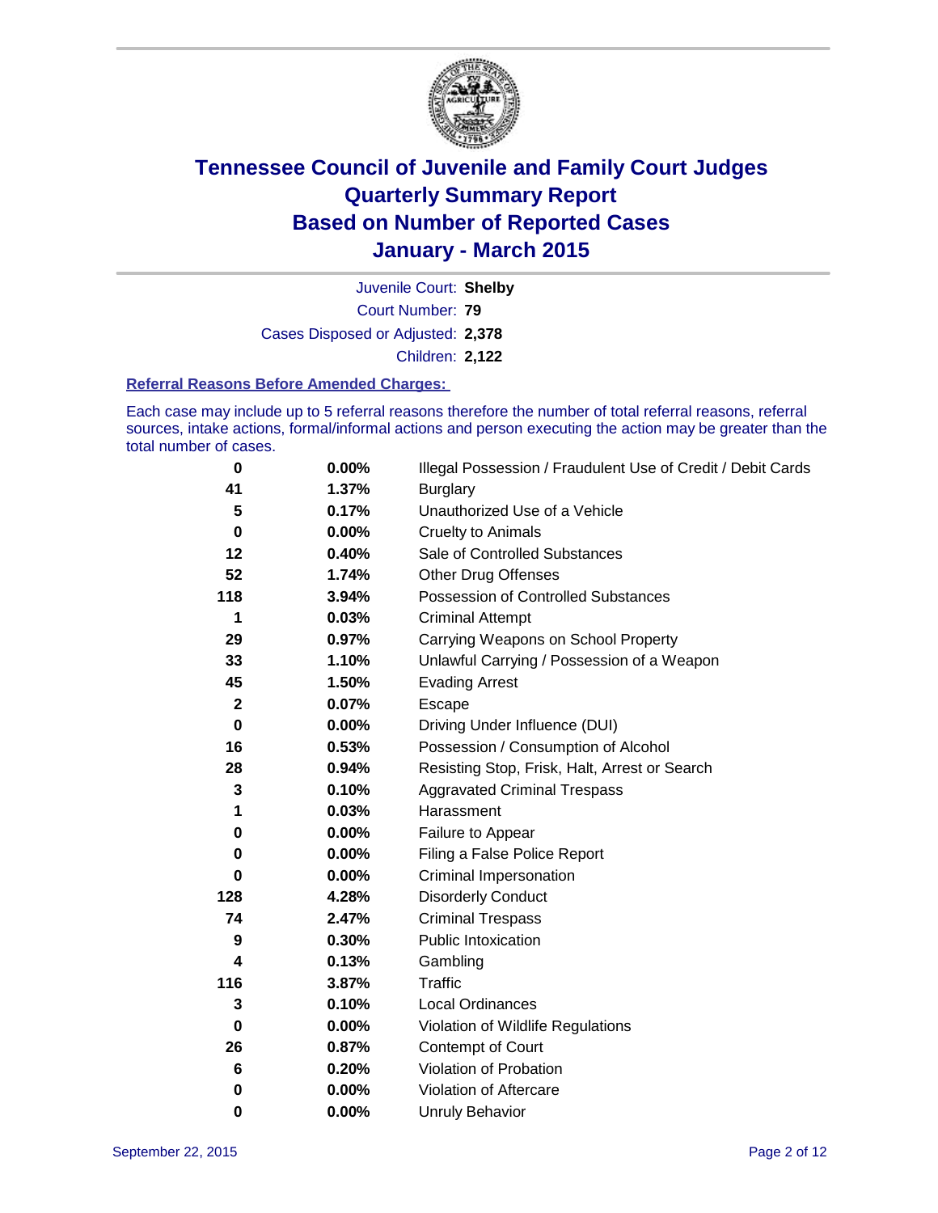# Tennessee Council of Juvenile and Family Court Judges
## Quarterly Summary Report
## Based on Number of Reported Cases
## January - March 2015

Juvenile Court: **Shelby**
Court Number: **79**
Cases Disposed or Adjusted: **2,378**
Children: **2,122**

### Referral Reasons Before Amended Charges:

Each case may include up to 5 referral reasons therefore the number of total referral reasons, referral sources, intake actions, formal/informal actions and person executing the action may be greater than the total number of cases.

| Count | Percent | Referral Reason |
|---|---|---|
| 0 | 0.00% | Illegal Possession / Fraudulent Use of Credit / Debit Cards |
| 41 | 1.37% | Burglary |
| 5 | 0.17% | Unauthorized Use of a Vehicle |
| 0 | 0.00% | Cruelty to Animals |
| 12 | 0.40% | Sale of Controlled Substances |
| 52 | 1.74% | Other Drug Offenses |
| 118 | 3.94% | Possession of Controlled Substances |
| 1 | 0.03% | Criminal Attempt |
| 29 | 0.97% | Carrying Weapons on School Property |
| 33 | 1.10% | Unlawful Carrying / Possession of a Weapon |
| 45 | 1.50% | Evading Arrest |
| 2 | 0.07% | Escape |
| 0 | 0.00% | Driving Under Influence (DUI) |
| 16 | 0.53% | Possession / Consumption of Alcohol |
| 28 | 0.94% | Resisting Stop, Frisk, Halt, Arrest or Search |
| 3 | 0.10% | Aggravated Criminal Trespass |
| 1 | 0.03% | Harassment |
| 0 | 0.00% | Failure to Appear |
| 0 | 0.00% | Filing a False Police Report |
| 0 | 0.00% | Criminal Impersonation |
| 128 | 4.28% | Disorderly Conduct |
| 74 | 2.47% | Criminal Trespass |
| 9 | 0.30% | Public Intoxication |
| 4 | 0.13% | Gambling |
| 116 | 3.87% | Traffic |
| 3 | 0.10% | Local Ordinances |
| 0 | 0.00% | Violation of Wildlife Regulations |
| 26 | 0.87% | Contempt of Court |
| 6 | 0.20% | Violation of Probation |
| 0 | 0.00% | Violation of Aftercare |
| 0 | 0.00% | Unruly Behavior |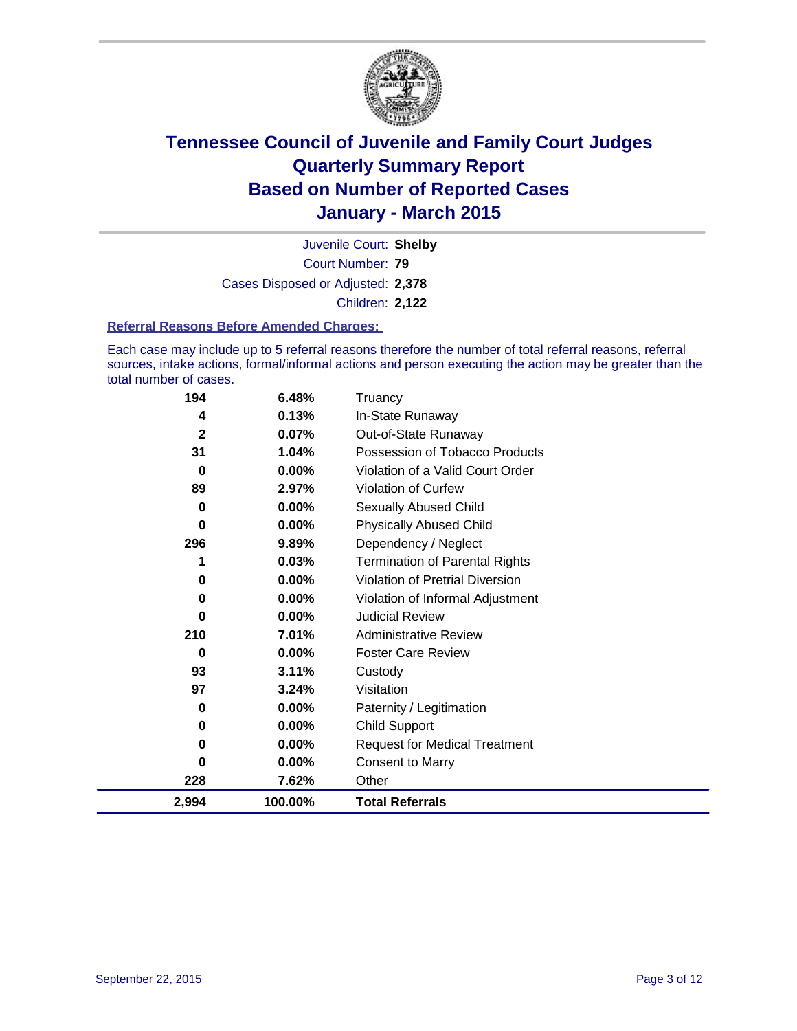# Tennessee Council of Juvenile and Family Court Judges
# Quarterly Summary Report
# Based on Number of Reported Cases
# January - March 2015

Juvenile Court: **Shelby**
Court Number: **79**
Cases Disposed or Adjusted: **2,378**
Children: **2,122**

### Referral Reasons Before Amended Charges:

Each case may include up to 5 referral reasons therefore the number of total referral reasons, referral sources, intake actions, formal/informal actions and person executing the action may be greater than the total number of cases.

| | | |
|---|---|---|
| 194 | 6.48% | Truancy |
| 4 | 0.13% | In-State Runaway |
| 2 | 0.07% | Out-of-State Runaway |
| 31 | 1.04% | Possession of Tobacco Products |
| 0 | 0.00% | Violation of a Valid Court Order |
| 89 | 2.97% | Violation of Curfew |
| 0 | 0.00% | Sexually Abused Child |
| 0 | 0.00% | Physically Abused Child |
| 296 | 9.89% | Dependency / Neglect |
| 1 | 0.03% | Termination of Parental Rights |
| 0 | 0.00% | Violation of Pretrial Diversion |
| 0 | 0.00% | Violation of Informal Adjustment |
| 0 | 0.00% | Judicial Review |
| 210 | 7.01% | Administrative Review |
| 0 | 0.00% | Foster Care Review |
| 93 | 3.11% | Custody |
| 97 | 3.24% | Visitation |
| 0 | 0.00% | Paternity / Legitimation |
| 0 | 0.00% | Child Support |
| 0 | 0.00% | Request for Medical Treatment |
| 0 | 0.00% | Consent to Marry |
| 228 | 7.62% | Other |
| **2,994** | **100.00%** | **Total Referrals** |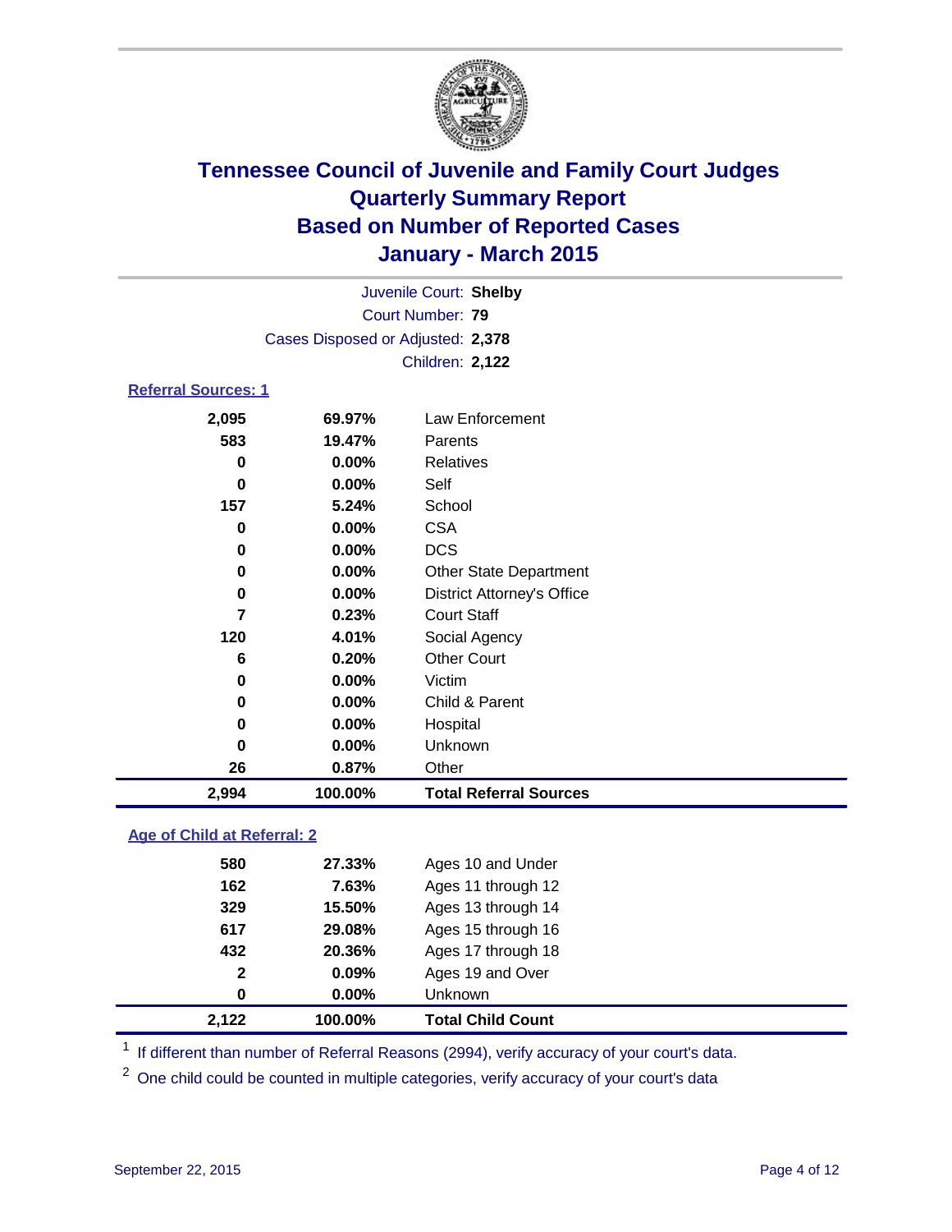# Tennessee Council of Juvenile and Family Court Judges
## Quarterly Summary Report
## Based on Number of Reported Cases
## January - March 2015

Juvenile Court: **Shelby**
Court Number: **79**
Cases Disposed or Adjusted: **2,378**
Children: **2,122**

### Referral Sources: 1

| | | |
|---|---|---|
| 2,095 | 69.97% | Law Enforcement |
| 583 | 19.47% | Parents |
| 0 | 0.00% | Relatives |
| 0 | 0.00% | Self |
| 157 | 5.24% | School |
| 0 | 0.00% | CSA |
| 0 | 0.00% | DCS |
| 0 | 0.00% | Other State Department |
| 0 | 0.00% | District Attorney's Office |
| 7 | 0.23% | Court Staff |
| 120 | 4.01% | Social Agency |
| 6 | 0.20% | Other Court |
| 0 | 0.00% | Victim |
| 0 | 0.00% | Child & Parent |
| 0 | 0.00% | Hospital |
| 0 | 0.00% | Unknown |
| 26 | 0.87% | Other |
| **2,994** | **100.00%** | **Total Referral Sources** |

### Age of Child at Referral: 2

| | | |
|---|---|---|
| 580 | 27.33% | Ages 10 and Under |
| 162 | 7.63% | Ages 11 through 12 |
| 329 | 15.50% | Ages 13 through 14 |
| 617 | 29.08% | Ages 15 through 16 |
| 432 | 20.36% | Ages 17 through 18 |
| 2 | 0.09% | Ages 19 and Over |
| 0 | 0.00% | Unknown |
| **2,122** | **100.00%** | **Total Child Count** |

[1] If different than number of Referral Reasons (2994), verify accuracy of your court's data.

[2] One child could be counted in multiple categories, verify accuracy of your court's data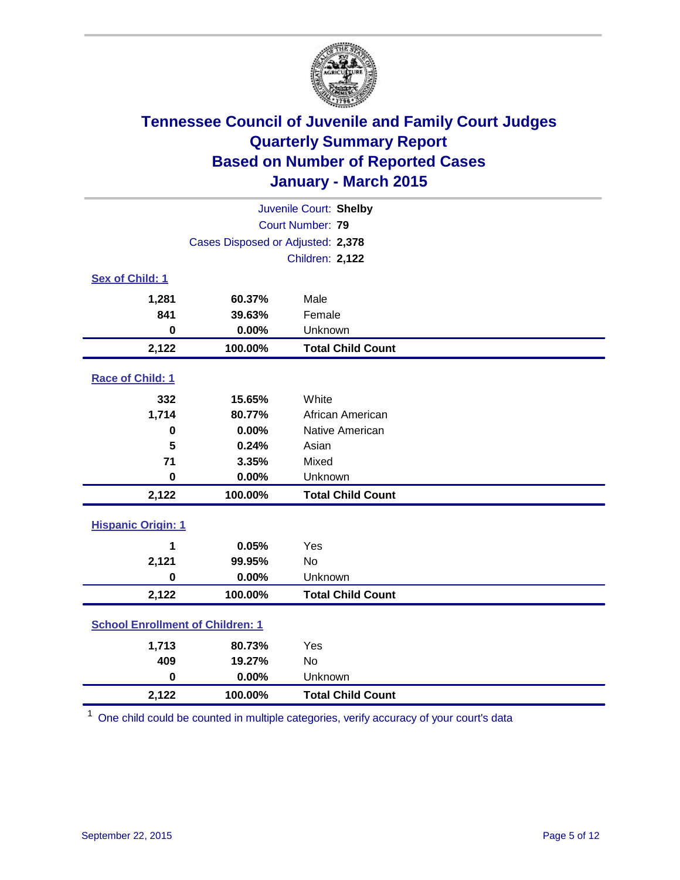# Tennessee Council of Juvenile and Family Court Judges
## Quarterly Summary Report
## Based on Number of Reported Cases
## January - March 2015

Juvenile Court: **Shelby**
Court Number: **79**
Cases Disposed or Adjusted: **2,378**
Children: **2,122**

### Sex of Child: 1

| Count | Percent | Category |
|---|---|---|
| 1,281 | 60.37% | Male |
| 841 | 39.63% | Female |
| 0 | 0.00% | Unknown |
| **2,122** | **100.00%** | **Total Child Count** |

### Race of Child: 1

| Count | Percent | Category |
|---|---|---|
| 332 | 15.65% | White |
| 1,714 | 80.77% | African American |
| 0 | 0.00% | Native American |
| 5 | 0.24% | Asian |
| 71 | 3.35% | Mixed |
| 0 | 0.00% | Unknown |
| **2,122** | **100.00%** | **Total Child Count** |

### Hispanic Origin: 1

| Count | Percent | Category |
|---|---|---|
| 1 | 0.05% | Yes |
| 2,121 | 99.95% | No |
| 0 | 0.00% | Unknown |
| **2,122** | **100.00%** | **Total Child Count** |

### School Enrollment of Children: 1

| Count | Percent | Category |
|---|---|---|
| 1,713 | 80.73% | Yes |
| 409 | 19.27% | No |
| 0 | 0.00% | Unknown |
| **2,122** | **100.00%** | **Total Child Count** |

[1] One child could be counted in multiple categories, verify accuracy of your court's data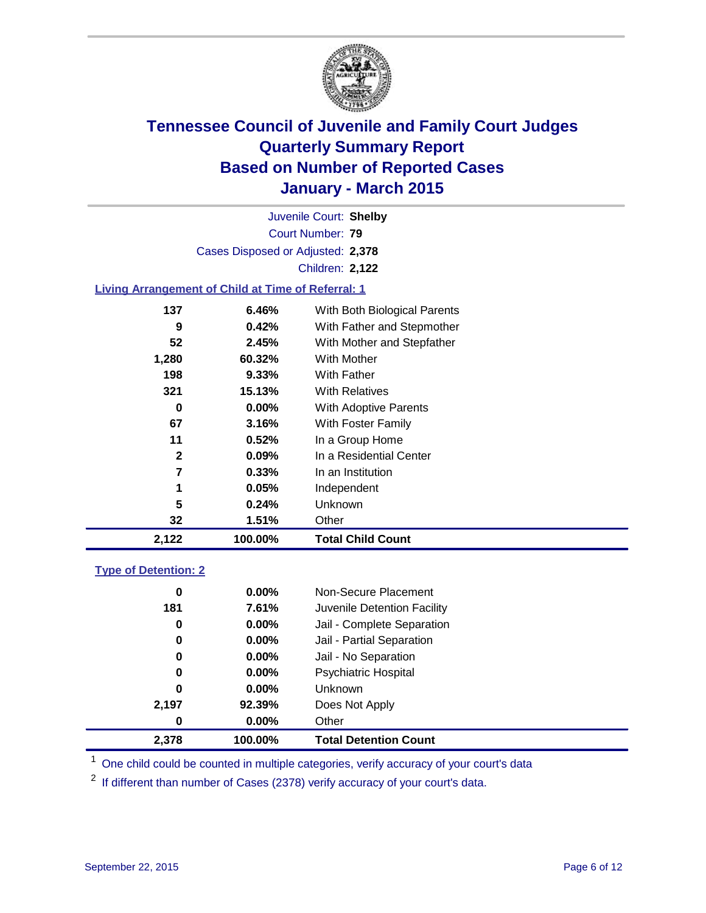# Tennessee Council of Juvenile and Family Court Judges
## Quarterly Summary Report
## Based on Number of Reported Cases
## January - March 2015

Juvenile Court: **Shelby**

Court Number: **79**

Cases Disposed or Adjusted: **2,378**

Children: **2,122**

### Living Arrangement of Child at Time of Referral: 1

| Count | Percent | Living Arrangement |
|---|---|---|
| 137 | 6.46% | With Both Biological Parents |
| 9 | 0.42% | With Father and Stepmother |
| 52 | 2.45% | With Mother and Stepfather |
| 1,280 | 60.32% | With Mother |
| 198 | 9.33% | With Father |
| 321 | 15.13% | With Relatives |
| 0 | 0.00% | With Adoptive Parents |
| 67 | 3.16% | With Foster Family |
| 11 | 0.52% | In a Group Home |
| 2 | 0.09% | In a Residential Center |
| 7 | 0.33% | In an Institution |
| 1 | 0.05% | Independent |
| 5 | 0.24% | Unknown |
| 32 | 1.51% | Other |
| **2,122** | **100.00%** | **Total Child Count** |

### Type of Detention: 2

| Count | Percent | Type of Detention |
|---|---|---|
| 0 | 0.00% | Non-Secure Placement |
| 181 | 7.61% | Juvenile Detention Facility |
| 0 | 0.00% | Jail - Complete Separation |
| 0 | 0.00% | Jail - Partial Separation |
| 0 | 0.00% | Jail - No Separation |
| 0 | 0.00% | Psychiatric Hospital |
| 0 | 0.00% | Unknown |
| 2,197 | 92.39% | Does Not Apply |
| 0 | 0.00% | Other |
| **2,378** | **100.00%** | **Total Detention Count** |

[1] One child could be counted in multiple categories, verify accuracy of your court's data

[2] If different than number of Cases (2378) verify accuracy of your court's data.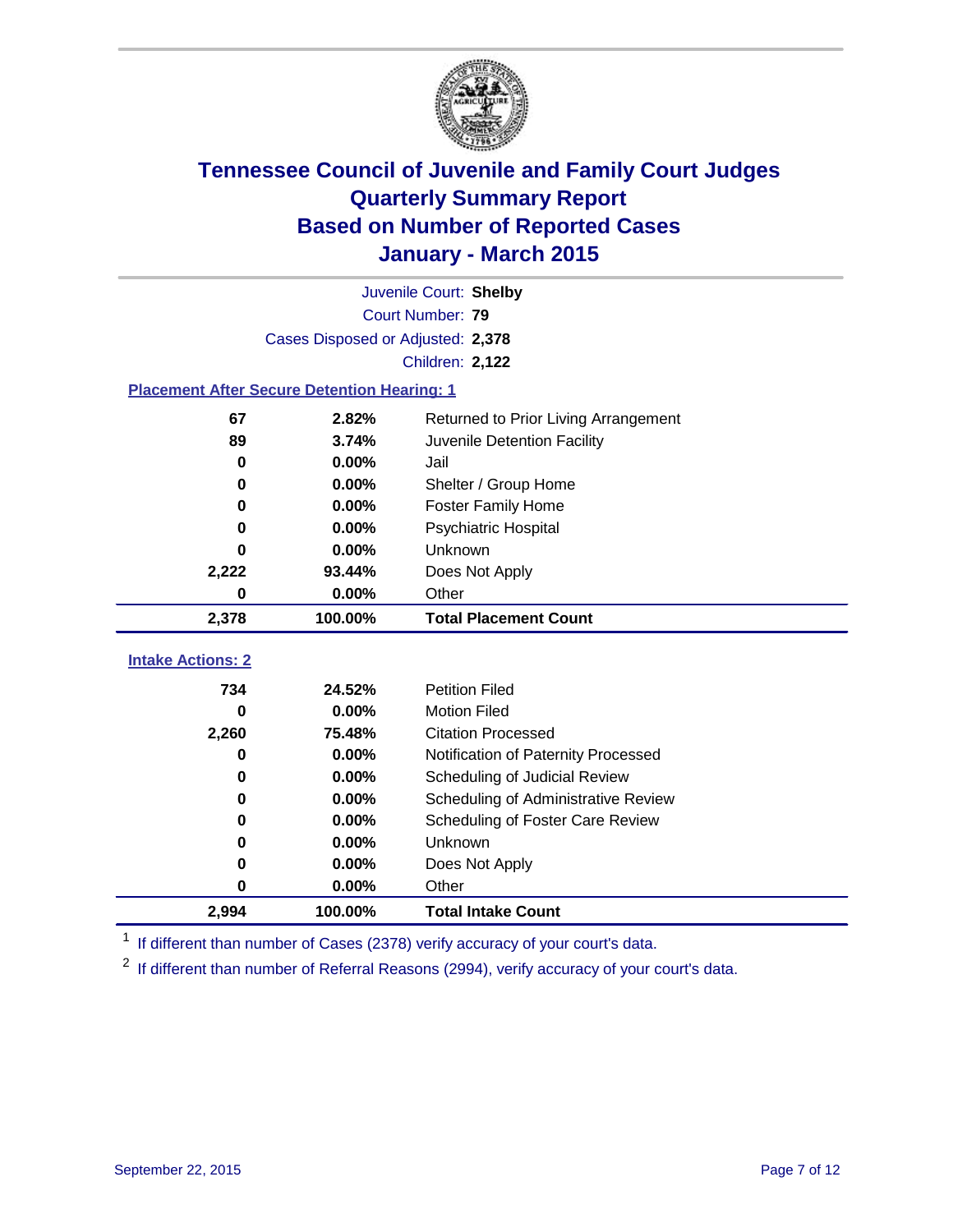# Tennessee Council of Juvenile and Family Court Judges
## Quarterly Summary Report
## Based on Number of Reported Cases
## January - March 2015

Juvenile Court: **Shelby**
Court Number: **79**
Cases Disposed or Adjusted: **2,378**
Children: **2,122**

### Placement After Secure Detention Hearing: 1

| Count | Percent | Placement |
|---|---|---|
| 67 | 2.82% | Returned to Prior Living Arrangement |
| 89 | 3.74% | Juvenile Detention Facility |
| 0 | 0.00% | Jail |
| 0 | 0.00% | Shelter / Group Home |
| 0 | 0.00% | Foster Family Home |
| 0 | 0.00% | Psychiatric Hospital |
| 0 | 0.00% | Unknown |
| 2,222 | 93.44% | Does Not Apply |
| 0 | 0.00% | Other |
| **2,378** | **100.00%** | **Total Placement Count** |

### Intake Actions: 2

| Count | Percent | Intake Action |
|---|---|---|
| 734 | 24.52% | Petition Filed |
| 0 | 0.00% | Motion Filed |
| 2,260 | 75.48% | Citation Processed |
| 0 | 0.00% | Notification of Paternity Processed |
| 0 | 0.00% | Scheduling of Judicial Review |
| 0 | 0.00% | Scheduling of Administrative Review |
| 0 | 0.00% | Scheduling of Foster Care Review |
| 0 | 0.00% | Unknown |
| 0 | 0.00% | Does Not Apply |
| 0 | 0.00% | Other |
| **2,994** | **100.00%** | **Total Intake Count** |

[1] If different than number of Cases (2378) verify accuracy of your court's data.

[2] If different than number of Referral Reasons (2994), verify accuracy of your court's data.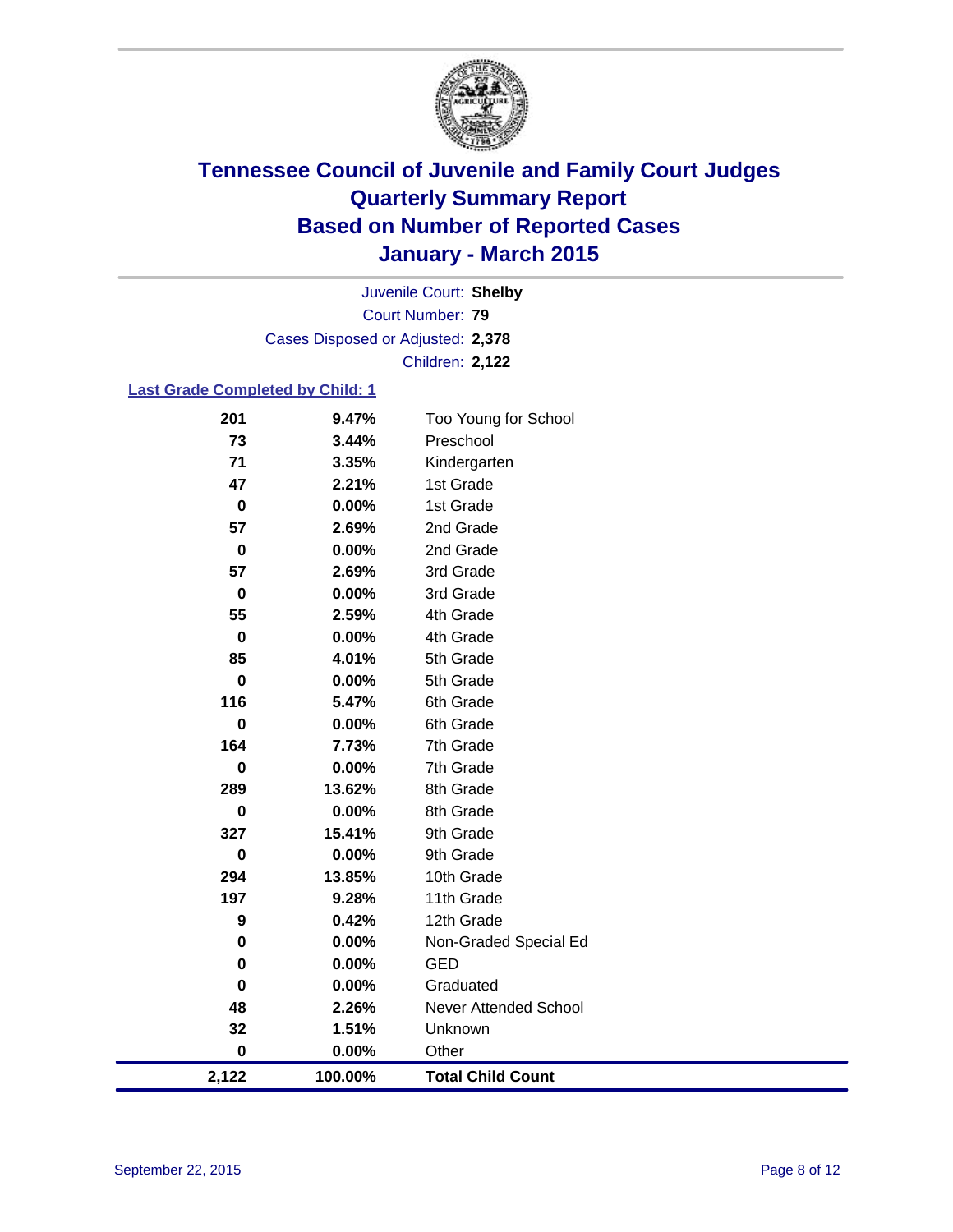# Tennessee Council of Juvenile and Family Court Judges
# Quarterly Summary Report
# Based on Number of Reported Cases
# January - March 2015

Juvenile Court: **Shelby**
Court Number: **79**
Cases Disposed or Adjusted: **2,378**
Children: **2,122**

## Last Grade Completed by Child: 1

| Count | Percent | Grade |
|---|---|---|
| 201 | 9.47% | Too Young for School |
| 73 | 3.44% | Preschool |
| 71 | 3.35% | Kindergarten |
| 47 | 2.21% | 1st Grade |
| 0 | 0.00% | 1st Grade |
| 57 | 2.69% | 2nd Grade |
| 0 | 0.00% | 2nd Grade |
| 57 | 2.69% | 3rd Grade |
| 0 | 0.00% | 3rd Grade |
| 55 | 2.59% | 4th Grade |
| 0 | 0.00% | 4th Grade |
| 85 | 4.01% | 5th Grade |
| 0 | 0.00% | 5th Grade |
| 116 | 5.47% | 6th Grade |
| 0 | 0.00% | 6th Grade |
| 164 | 7.73% | 7th Grade |
| 0 | 0.00% | 7th Grade |
| 289 | 13.62% | 8th Grade |
| 0 | 0.00% | 8th Grade |
| 327 | 15.41% | 9th Grade |
| 0 | 0.00% | 9th Grade |
| 294 | 13.85% | 10th Grade |
| 197 | 9.28% | 11th Grade |
| 9 | 0.42% | 12th Grade |
| 0 | 0.00% | Non-Graded Special Ed |
| 0 | 0.00% | GED |
| 0 | 0.00% | Graduated |
| 48 | 2.26% | Never Attended School |
| 32 | 1.51% | Unknown |
| 0 | 0.00% | Other |
| **2,122** | **100.00%** | **Total Child Count** |

September 22, 2015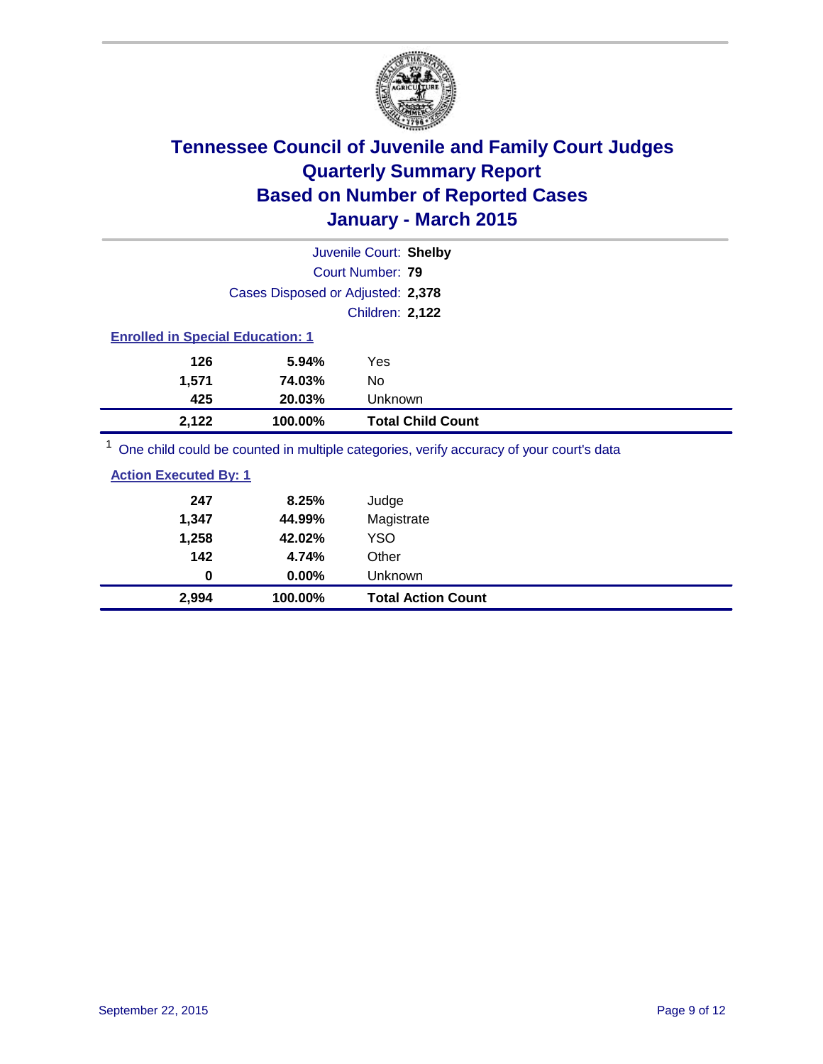# Tennessee Council of Juvenile and Family Court Judges
## Quarterly Summary Report
## Based on Number of Reported Cases
## January - March 2015

Juvenile Court: **Shelby**

Court Number: **79**

Cases Disposed or Adjusted: **2,378**

Children: **2,122**

**Enrolled in Special Education: 1**

| | | |
|---|---|---|
| 126 | 5.94% | Yes |
| 1,571 | 74.03% | No |
| 425 | 20.03% | Unknown |
| **2,122** | **100.00%** | **Total Child Count** |

[1] One child could be counted in multiple categories, verify accuracy of your court's data

**Action Executed By: 1**

| | | |
|---|---|---|
| 247 | 8.25% | Judge |
| 1,347 | 44.99% | Magistrate |
| 1,258 | 42.02% | YSO |
| 142 | 4.74% | Other |
| 0 | 0.00% | Unknown |
| **2,994** | **100.00%** | **Total Action Count** |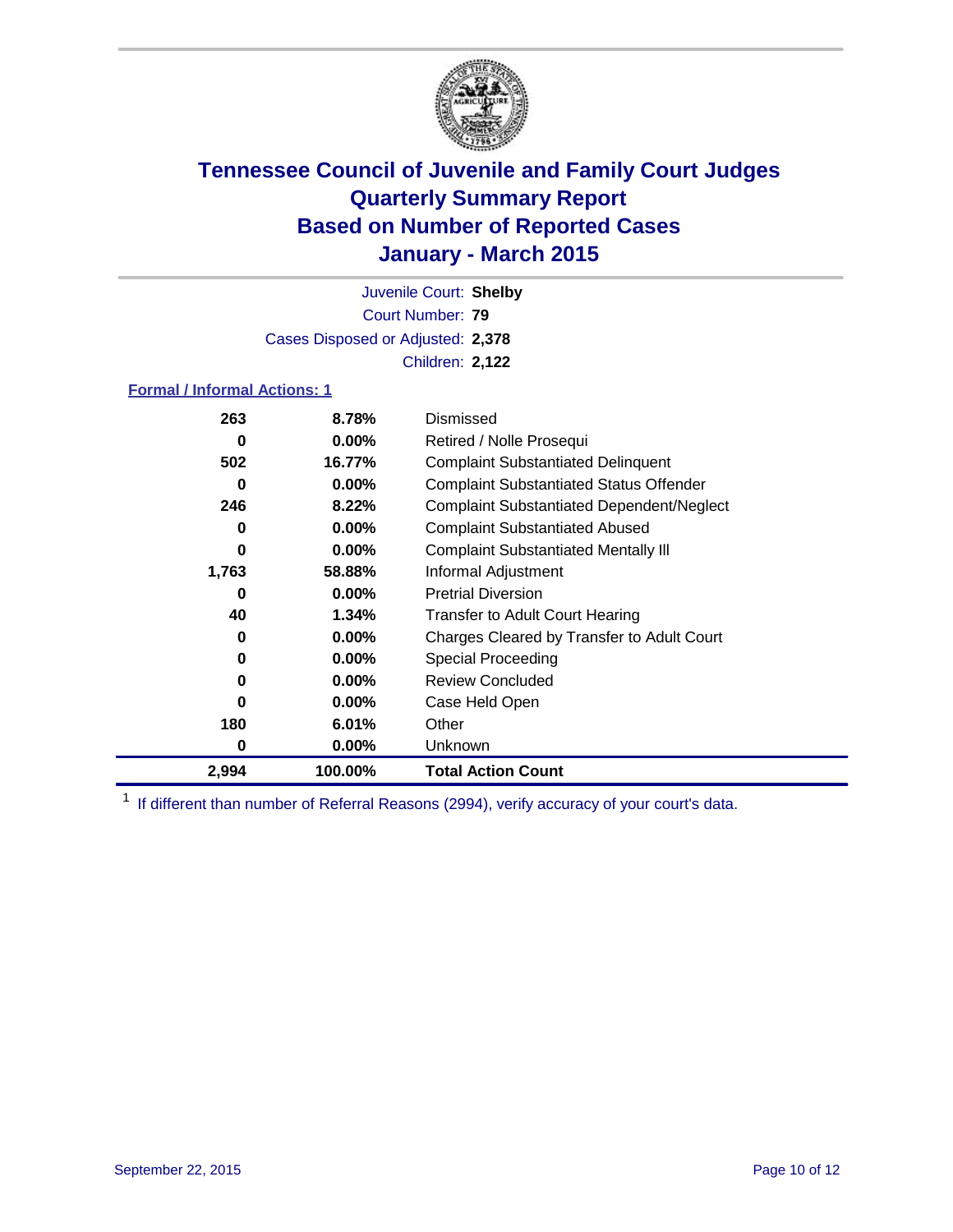# Tennessee Council of Juvenile and Family Court Judges
# Quarterly Summary Report
# Based on Number of Reported Cases
# January - March 2015

Juvenile Court: **Shelby**

Court Number: **79**

Cases Disposed or Adjusted: **2,378**

Children: **2,122**

**Formal / Informal Actions: 1**

| | | |
|---|---|---|
| 263 | 8.78% | Dismissed |
| 0 | 0.00% | Retired / Nolle Prosequi |
| 502 | 16.77% | Complaint Substantiated Delinquent |
| 0 | 0.00% | Complaint Substantiated Status Offender |
| 246 | 8.22% | Complaint Substantiated Dependent/Neglect |
| 0 | 0.00% | Complaint Substantiated Abused |
| 0 | 0.00% | Complaint Substantiated Mentally Ill |
| 1,763 | 58.88% | Informal Adjustment |
| 0 | 0.00% | Pretrial Diversion |
| 40 | 1.34% | Transfer to Adult Court Hearing |
| 0 | 0.00% | Charges Cleared by Transfer to Adult Court |
| 0 | 0.00% | Special Proceeding |
| 0 | 0.00% | Review Concluded |
| 0 | 0.00% | Case Held Open |
| 180 | 6.01% | Other |
| 0 | 0.00% | Unknown |
| **2,994** | **100.00%** | **Total Action Count** |

[1] If different than number of Referral Reasons (2994), verify accuracy of your court's data.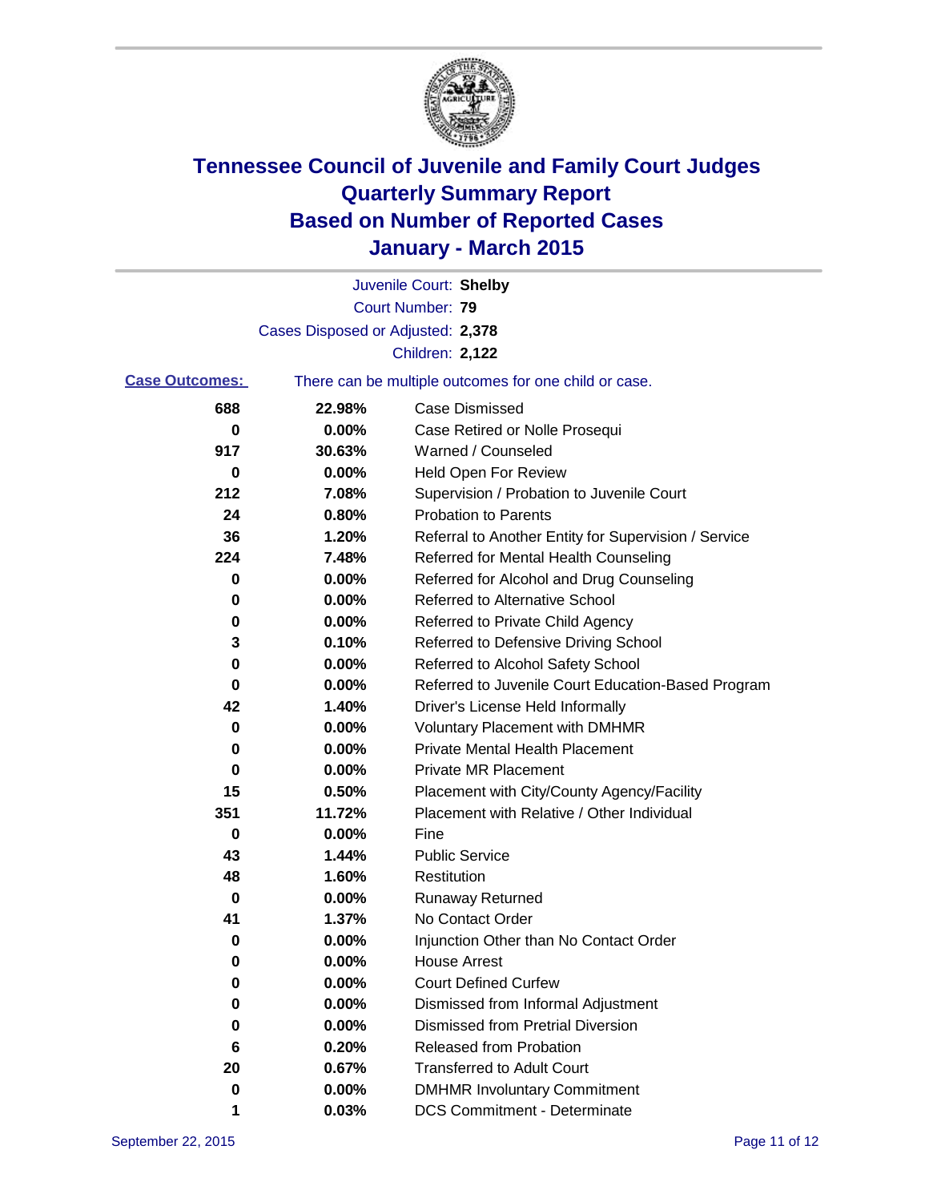# Tennessee Council of Juvenile and Family Court Judges
# Quarterly Summary Report
# Based on Number of Reported Cases
# January - March 2015

Juvenile Court: **Shelby**
Court Number: **79**
Cases Disposed or Adjusted: **2,378**
Children: **2,122**

**Case Outcomes:** There can be multiple outcomes for one child or case.

| Count | Percent | Outcome |
|---|---|---|
| 688 | 22.98% | Case Dismissed |
| 0 | 0.00% | Case Retired or Nolle Prosequi |
| 917 | 30.63% | Warned / Counseled |
| 0 | 0.00% | Held Open For Review |
| 212 | 7.08% | Supervision / Probation to Juvenile Court |
| 24 | 0.80% | Probation to Parents |
| 36 | 1.20% | Referral to Another Entity for Supervision / Service |
| 224 | 7.48% | Referred for Mental Health Counseling |
| 0 | 0.00% | Referred for Alcohol and Drug Counseling |
| 0 | 0.00% | Referred to Alternative School |
| 0 | 0.00% | Referred to Private Child Agency |
| 3 | 0.10% | Referred to Defensive Driving School |
| 0 | 0.00% | Referred to Alcohol Safety School |
| 0 | 0.00% | Referred to Juvenile Court Education-Based Program |
| 42 | 1.40% | Driver's License Held Informally |
| 0 | 0.00% | Voluntary Placement with DMHMR |
| 0 | 0.00% | Private Mental Health Placement |
| 0 | 0.00% | Private MR Placement |
| 15 | 0.50% | Placement with City/County Agency/Facility |
| 351 | 11.72% | Placement with Relative / Other Individual |
| 0 | 0.00% | Fine |
| 43 | 1.44% | Public Service |
| 48 | 1.60% | Restitution |
| 0 | 0.00% | Runaway Returned |
| 41 | 1.37% | No Contact Order |
| 0 | 0.00% | Injunction Other than No Contact Order |
| 0 | 0.00% | House Arrest |
| 0 | 0.00% | Court Defined Curfew |
| 0 | 0.00% | Dismissed from Informal Adjustment |
| 0 | 0.00% | Dismissed from Pretrial Diversion |
| 6 | 0.20% | Released from Probation |
| 20 | 0.67% | Transferred to Adult Court |
| 0 | 0.00% | DMHMR Involuntary Commitment |
| 1 | 0.03% | DCS Commitment - Determinate |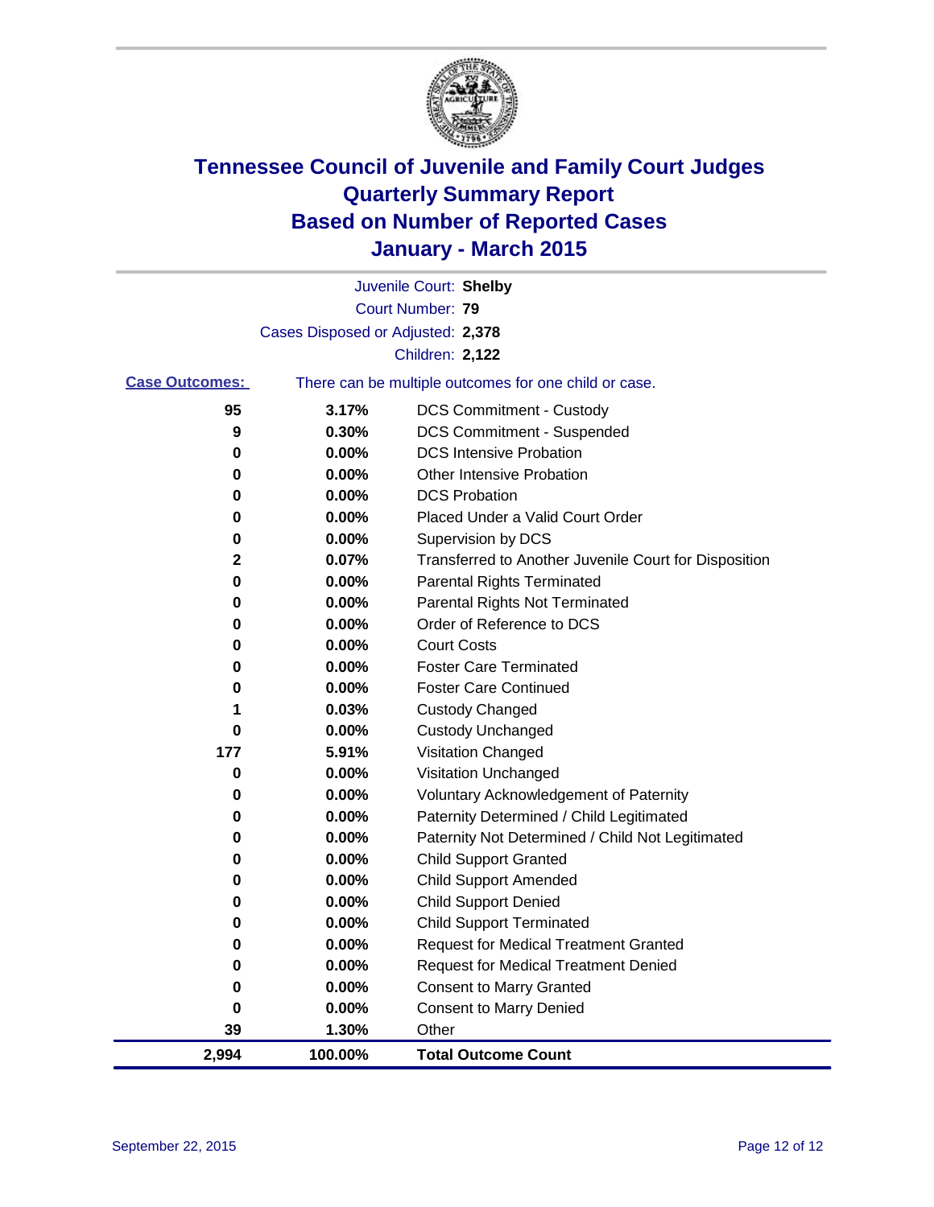# Tennessee Council of Juvenile and Family Court Judges
# Quarterly Summary Report
# Based on Number of Reported Cases
# January - March 2015

Juvenile Court: **Shelby**

Court Number: **79**

Cases Disposed or Adjusted: **2,378**

Children: **2,122**

**Case Outcomes:** There can be multiple outcomes for one child or case.

| | | |
|---|---|---|
| 95 | 3.17% | DCS Commitment - Custody |
| 9 | 0.30% | DCS Commitment - Suspended |
| 0 | 0.00% | DCS Intensive Probation |
| 0 | 0.00% | Other Intensive Probation |
| 0 | 0.00% | DCS Probation |
| 0 | 0.00% | Placed Under a Valid Court Order |
| 0 | 0.00% | Supervision by DCS |
| 2 | 0.07% | Transferred to Another Juvenile Court for Disposition |
| 0 | 0.00% | Parental Rights Terminated |
| 0 | 0.00% | Parental Rights Not Terminated |
| 0 | 0.00% | Order of Reference to DCS |
| 0 | 0.00% | Court Costs |
| 0 | 0.00% | Foster Care Terminated |
| 0 | 0.00% | Foster Care Continued |
| 1 | 0.03% | Custody Changed |
| 0 | 0.00% | Custody Unchanged |
| 177 | 5.91% | Visitation Changed |
| 0 | 0.00% | Visitation Unchanged |
| 0 | 0.00% | Voluntary Acknowledgement of Paternity |
| 0 | 0.00% | Paternity Determined / Child Legitimated |
| 0 | 0.00% | Paternity Not Determined / Child Not Legitimated |
| 0 | 0.00% | Child Support Granted |
| 0 | 0.00% | Child Support Amended |
| 0 | 0.00% | Child Support Denied |
| 0 | 0.00% | Child Support Terminated |
| 0 | 0.00% | Request for Medical Treatment Granted |
| 0 | 0.00% | Request for Medical Treatment Denied |
| 0 | 0.00% | Consent to Marry Granted |
| 0 | 0.00% | Consent to Marry Denied |
| 39 | 1.30% | Other |
| **2,994** | **100.00%** | **Total Outcome Count** |